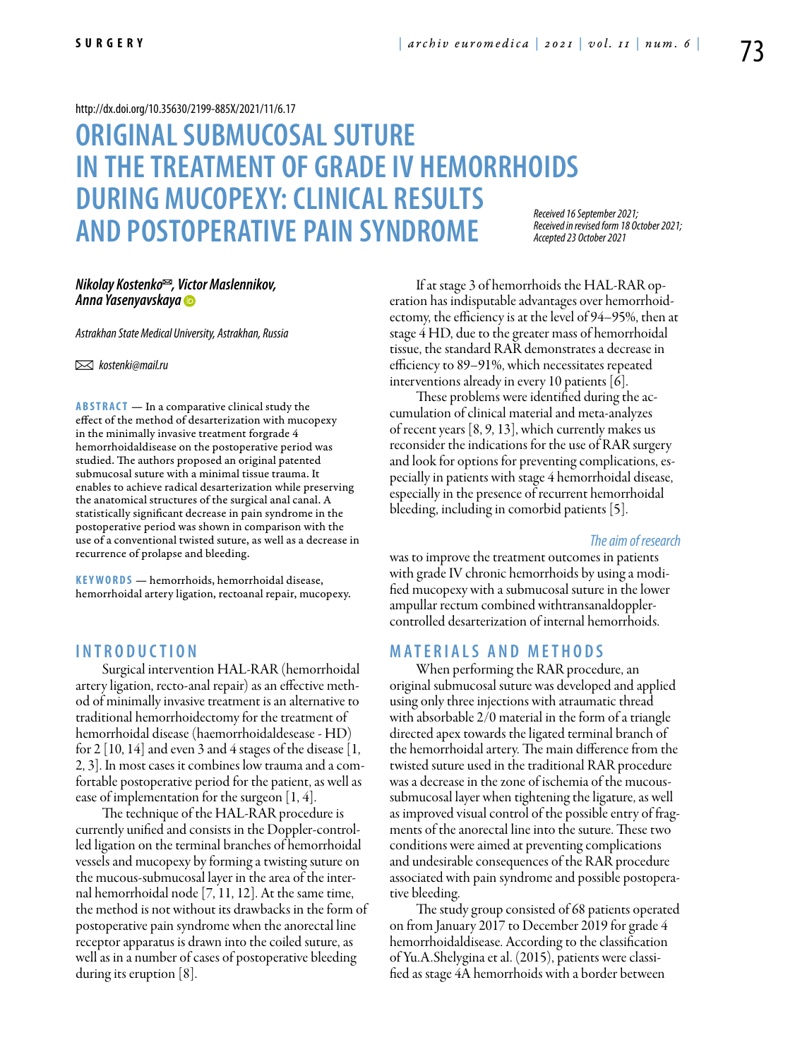http://dx.doi.org/10.35630/2199-885X/2021/11/6.17

# ORIGINAL SUBMUCOSAL SUTURE IN THE TREATMENT OF GRADE IV HEMORRHOIDS DURING MUCOPEXY: CLINICAL RESULTS AND POSTOPERATIVE PAIN SYNDROME

*Received 16 September 2021; Received in revised form 18 October 2021; Accepted 23 October 2021*

***Nikolay Kostenko✉, Victor Maslennikov, Anna Yasenyavskaya***

*Astrakhan State Medical University, Astrakhan, Russia*

✉ *kostenki@mail.ru*

**ABSTRACT** — In a comparative clinical study the effect of the method of desarterization with mucopexy in the minimally invasive treatment forgrade 4 hemorrhoidaldisease on the postoperative period was studied. The authors proposed an original patented submucosal suture with a minimal tissue trauma. It enables to achieve radical desarterization while preserving the anatomical structures of the surgical anal canal. A statistically significant decrease in pain syndrome in the postoperative period was shown in comparison with the use of a conventional twisted suture, as well as a decrease in recurrence of prolapse and bleeding.

**KEYWORDS** — hemorrhoids, hemorrhoidal disease, hemorrhoidal artery ligation, rectoanal repair, mucopexy.

## INTRODUCTION

Surgical intervention HAL-RAR (hemorrhoidal artery ligation, recto-anal repair) as an effective method of minimally invasive treatment is an alternative to traditional hemorrhoidectomy for the treatment of hemorrhoidal disease (haemorrhoidaldesease - HD) for 2 [10, 14] and even 3 and 4 stages of the disease [1, 2, 3]. In most cases it combines low trauma and a comfortable postoperative period for the patient, as well as ease of implementation for the surgeon [1, 4].

The technique of the HAL-RAR procedure is currently unified and consists in the Doppler-controlled ligation on the terminal branches of hemorrhoidal vessels and mucopexy by forming a twisting suture on the mucous-submucosal layer in the area of the internal hemorrhoidal node [7, 11, 12]. At the same time, the method is not without its drawbacks in the form of postoperative pain syndrome when the anorectal line receptor apparatus is drawn into the coiled suture, as well as in a number of cases of postoperative bleeding during its eruption [8].

If at stage 3 of hemorrhoids the HAL-RAR operation has indisputable advantages over hemorrhoidectomy, the efficiency is at the level of 94–95%, then at stage 4 HD, due to the greater mass of hemorrhoidal tissue, the standard RAR demonstrates a decrease in efficiency to 89–91%, which necessitates repeated interventions already in every 10 patients [6].

These problems were identified during the accumulation of clinical material and meta-analyzes of recent years [8, 9, 13], which currently makes us reconsider the indications for the use of RAR surgery and look for options for preventing complications, especially in patients with stage 4 hemorrhoidal disease, especially in the presence of recurrent hemorrhoidal bleeding, including in comorbid patients [5].

*The aim of research*

was to improve the treatment outcomes in patients with grade IV chronic hemorrhoids by using a modified mucopexy with a submucosal suture in the lower ampullar rectum combined withtransanaldoppler-controlled desarterization of internal hemorrhoids.

## MATERIALS AND METHODS

When performing the RAR procedure, an original submucosal suture was developed and applied using only three injections with atraumatic thread with absorbable 2/0 material in the form of a triangle directed apex towards the ligated terminal branch of the hemorrhoidal artery. The main difference from the twisted suture used in the traditional RAR procedure was a decrease in the zone of ischemia of the mucous-submucosal layer when tightening the ligature, as well as improved visual control of the possible entry of fragments of the anorectal line into the suture. These two conditions were aimed at preventing complications and undesirable consequences of the RAR procedure associated with pain syndrome and possible postoperative bleeding.

The study group consisted of 68 patients operated on from January 2017 to December 2019 for grade 4 hemorrhoidaldisease. According to the classification of Yu.A.Shelygina et al. (2015), patients were classified as stage 4A hemorrhoids with a border between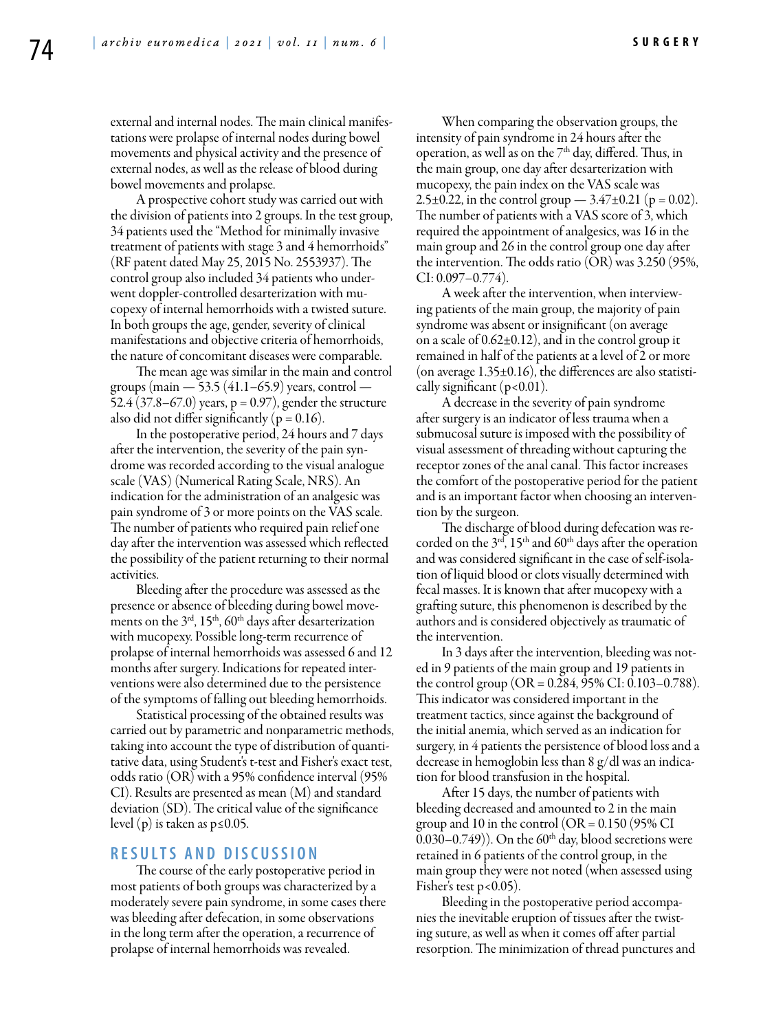external and internal nodes. The main clinical manifestations were prolapse of internal nodes during bowel movements and physical activity and the presence of external nodes, as well as the release of blood during bowel movements and prolapse.

A prospective cohort study was carried out with the division of patients into 2 groups. In the test group, 34 patients used the "Method for minimally invasive treatment of patients with stage 3 and 4 hemorrhoids" (RF patent dated May 25, 2015 No. 2553937). The control group also included 34 patients who underwent doppler-controlled desarterization with mucopexy of internal hemorrhoids with a twisted suture. In both groups the age, gender, severity of clinical manifestations and objective criteria of hemorrhoids, the nature of concomitant diseases were comparable.

The mean age was similar in the main and control groups (main — 53.5 (41.1–65.9) years, control — 52.4 (37.8–67.0) years, $p = 0.97$), gender the structure also did not differ significantly ($p = 0.16$).

In the postoperative period, 24 hours and 7 days after the intervention, the severity of the pain syndrome was recorded according to the visual analogue scale (VAS) (Numerical Rating Scale, NRS). An indication for the administration of an analgesic was pain syndrome of 3 or more points on the VAS scale. The number of patients who required pain relief one day after the intervention was assessed which reflected the possibility of the patient returning to their normal activities.

Bleeding after the procedure was assessed as the presence or absence of bleeding during bowel movements on the 3rd, 15th, 60th days after desarterization with mucopexy. Possible long-term recurrence of prolapse of internal hemorrhoids was assessed 6 and 12 months after surgery. Indications for repeated interventions were also determined due to the persistence of the symptoms of falling out bleeding hemorrhoids.

Statistical processing of the obtained results was carried out by parametric and nonparametric methods, taking into account the type of distribution of quantitative data, using Student's t-test and Fisher's exact test, odds ratio (OR) with a 95% confidence interval (95% CI). Results are presented as mean (M) and standard deviation (SD). The critical value of the significance level (p) is taken as $p \leq 0.05$.

## RESULTS AND DISCUSSION

The course of the early postoperative period in most patients of both groups was characterized by a moderately severe pain syndrome, in some cases there was bleeding after defecation, in some observations in the long term after the operation, a recurrence of prolapse of internal hemorrhoids was revealed.

When comparing the observation groups, the intensity of pain syndrome in 24 hours after the operation, as well as on the 7th day, differed. Thus, in the main group, one day after desarterization with mucopexy, the pain index on the VAS scale was $2.5 \pm 0.22$, in the control group — $3.47 \pm 0.21$ ($p = 0.02$). The number of patients with a VAS score of 3, which required the appointment of analgesics, was 16 in the main group and 26 in the control group one day after the intervention. The odds ratio (OR) was 3.250 (95%, CI: 0.097–0.774).

A week after the intervention, when interviewing patients of the main group, the majority of pain syndrome was absent or insignificant (on average on a scale of $0.62 \pm 0.12$), and in the control group it remained in half of the patients at a level of 2 or more (on average $1.35 \pm 0.16$), the differences are also statistically significant ($p < 0.01$).

A decrease in the severity of pain syndrome after surgery is an indicator of less trauma when a submucosal suture is imposed with the possibility of visual assessment of threading without capturing the receptor zones of the anal canal. This factor increases the comfort of the postoperative period for the patient and is an important factor when choosing an intervention by the surgeon.

The discharge of blood during defecation was recorded on the 3rd, 15th and 60th days after the operation and was considered significant in the case of self-isolation of liquid blood or clots visually determined with fecal masses. It is known that after mucopexy with a grafting suture, this phenomenon is described by the authors and is considered objectively as traumatic of the intervention.

In 3 days after the intervention, bleeding was noted in 9 patients of the main group and 19 patients in the control group (OR = 0.284, 95% CI: 0.103–0.788). This indicator was considered important in the treatment tactics, since against the background of the initial anemia, which served as an indication for surgery, in 4 patients the persistence of blood loss and a decrease in hemoglobin less than 8 g/dl was an indication for blood transfusion in the hospital.

After 15 days, the number of patients with bleeding decreased and amounted to 2 in the main group and 10 in the control (OR = 0.150 (95% CI 0.030–0.749)). On the 60th day, blood secretions were retained in 6 patients of the control group, in the main group they were not noted (when assessed using Fisher's test $p < 0.05$).

Bleeding in the postoperative period accompanies the inevitable eruption of tissues after the twisting suture, as well as when it comes off after partial resorption. The minimization of thread punctures and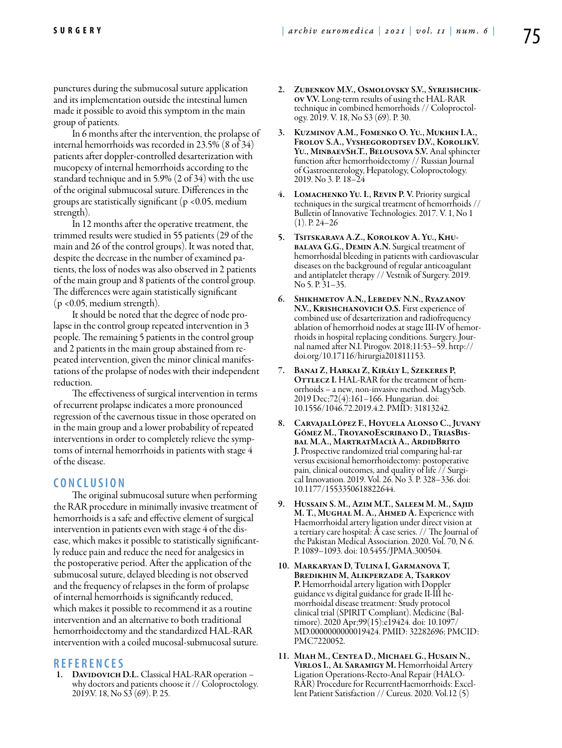punctures during the submucosal suture application and its implementation outside the intestinal lumen made it possible to avoid this symptom in the main group of patients.

In 6 months after the intervention, the prolapse of internal hemorrhoids was recorded in 23.5% (8 of 34) patients after doppler-controlled desarterization with mucopexy of internal hemorrhoids according to the standard technique and in 5.9% (2 of 34) with the use of the original submucosal suture. Differences in the groups are statistically significant ($p < 0.05$, medium strength).

In 12 months after the operative treatment, the trimmed results were studied in 55 patients (29 of the main and 26 of the control groups). It was noted that, despite the decrease in the number of examined patients, the loss of nodes was also observed in 2 patients of the main group and 8 patients of the control group. The differences were again statistically significant ($p < 0.05$, medium strength).

It should be noted that the degree of node prolapse in the control group repeated intervention in 3 people. The remaining 5 patients in the control group and 2 patients in the main group abstained from repeated intervention, given the minor clinical manifestations of the prolapse of nodes with their independent reduction.

The effectiveness of surgical intervention in terms of recurrent prolapse indicates a more pronounced regression of the cavernous tissue in those operated on in the main group and a lower probability of repeated interventions in order to completely relieve the symptoms of internal hemorrhoids in patients with stage 4 of the disease.

## CONCLUSION

The original submucosal suture when performing the RAR procedure in minimally invasive treatment of hemorrhoids is a safe and effective element of surgical intervention in patients even with stage 4 of the disease, which makes it possible to statistically significantly reduce pain and reduce the need for analgesics in the postoperative period. After the application of the submucosal suture, delayed bleeding is not observed and the frequency of relapses in the form of prolapse of internal hemorrhoids is significantly reduced, which makes it possible to recommend it as a routine intervention and an alternative to both traditional hemorrhoidectomy and the standardized HAL-RAR intervention with a coiled mucosal-submucosal suture.

## REFERENCES

1. **Davidovich D.L.** Classical HAL-RAR operation – why doctors and patients choose it // Coloproctology. 2019V. 18, No S3 (69). P. 25.
2. **Zubenkov M.V., Osmolovsky S.V., Syreishchikov V.V.** Long-term results of using the HAL-RAR technique in combined hemorrhoids // Coloproctology. 2019. V. 18, No S3 (69). P. 30.
3. **Kuzminov A.M., Fomenko O. Yu., Mukhin I.A., Frolov S.A., Vyshegorodtsev D.V., KorolikV. Yu., MinbaevSh.T., Belousova S.V.** Anal sphincter function after hemorrhoidectomy // Russian Journal of Gastroenterology, Hepatology, Coloproctology. 2019. No 3. P. 18–24
4. **Lomachenko Yu. I., Revin P. V.** Priority surgical techniques in the surgical treatment of hemorrhoids // Bulletin of Innovative Technologies. 2017. V. 1, No 1 (1). P. 24–26
5. **Tsitskarava A.Z., Korolkov A. Yu., Khubalava G.G., Demin A.N.** Surgical treatment of hemorrhoidal bleeding in patients with cardiovascular diseases on the background of regular anticoagulant and antiplatelet therapy // Vestnik of Surgery. 2019. No 5. P. 31–35.
6. **Shikhmetov A.N., Lebedev N.N., Ryazanov N.V., Krishchanovich O.S.** First experience of combined use of desarterization and radiofrequency ablation of hemorrhoid nodes at stage III-IV of hemorrhoids in hospital replacing conditions. Surgery. Journal named after N.I. Pirogov. 2018;11:53–59. http://doi.org/10.17116/hirurgia201811153.
7. **Banai Z, Harkai Z, Király L, Szekeres P, Ottlecz I.** HAL-RAR for the treatment of hemorrhoids – a new, non-invasive method. MagySeb. 2019 Dec;72(4):161–166. Hungarian. doi: 10.1556/1046.72.2019.4.2. PMID: 31813242.
8. **CarvajalLópez F., Hoyuela Alonso C., Juvany Gómez M., TroyanoEscribano D., TriasBisbal M.A., MartratMacià A., ArdidBrito J.** Prospective randomized trial comparing hal-rar versus excisional hemorrhoidectomy: postoperative pain, clinical outcomes, and quality of life // Surgical Innovation. 2019. Vol. 26. No 3. P. 328–336. doi: 10.1177/1553350618822644.
9. **Hussain S. M., Azim M.T., Saleem M. M., Sajid M. T., Mughal M. A., Ahmed A.** Experience with Haemorrhoidal artery ligation under direct vision at a tertiary care hospital: A case series. // The Journal of the Pakistan Medical Association. 2020. Vol. 70, N 6. P. 1089–1093. doi: 10.5455/JPMA.300504.
10. **Markaryan D, Tulina I, Garmanova T, Bredikhin M, Alikperzade A, Tsarkov P.** Hemorrhoidal artery ligation with Doppler guidance vs digital guidance for grade II-III hemorrhoidal disease treatment: Study protocol clinical trial (SPIRIT Compliant). Medicine (Baltimore). 2020 Apr;99(15):e19424. doi: 10.1097/MD.0000000000019424. PMID: 32282696; PMCID: PMC7220052.
11. **Miah M., Centea D., Michael G., Husain N., Virlos I., Al Saramigy M.** Hemorrhoidal Artery Ligation Operations-Recto-Anal Repair (HALO-RAR) Procedure for RecurrentHaemorrhoids: Excellent Patient Satisfaction // Cureus. 2020. Vol.12 (5)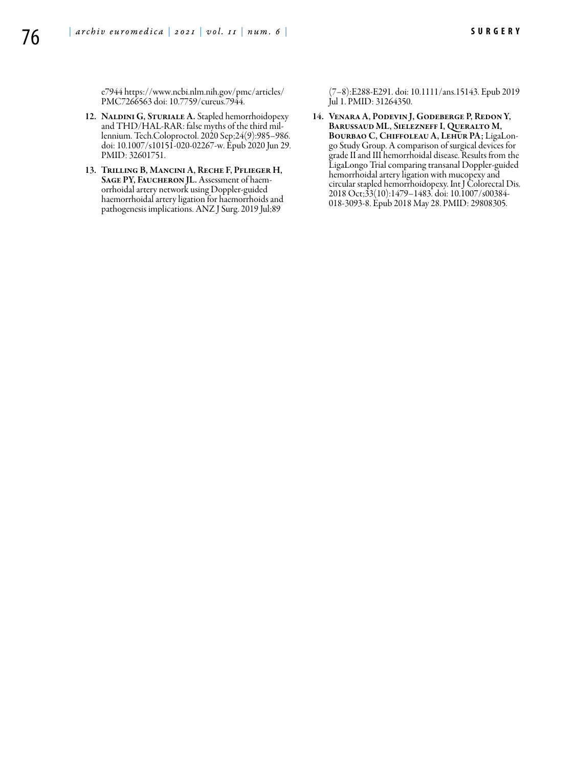e7944 https://www.ncbi.nlm.nih.gov/pmc/articles/PMC7266563 doi: 10.7759/cureus.7944.

12. **Naldini G, Sturiale A.** Stapled hemorrhoidopexy and THD/HAL-RAR: false myths of the third millennium. Tech.Coloproctol. 2020 Sep;24(9):985–986. doi: 10.1007/s10151-020-02267-w. Epub 2020 Jun 29. PMID: 32601751.

13. **Trilling B, Mancini A, Reche F, Pflieger H, Sage PY, Faucheron JL.** Assessment of haemorrhoidal artery network using Doppler-guided haemorrhoidal artery ligation for haemorrhoids and pathogenesis implications. ANZ J Surg. 2019 Jul;89 (7–8):E288-E291. doi: 10.1111/ans.15143. Epub 2019 Jul 1. PMID: 31264350.

14. **Venara A, Podevin J, Godeberge P, Redon Y, Barussaud ML, Sielezneff I, Queralto M, Bourbao C, Chiffoleau A, Lehur PA;** LigaLongo Study Group. A comparison of surgical devices for grade II and III hemorrhoidal disease. Results from the LigaLongo Trial comparing transanal Doppler-guided hemorrhoidal artery ligation with mucopexy and circular stapled hemorrhoidopexy. Int J Colorectal Dis. 2018 Oct;33(10):1479–1483. doi: 10.1007/s00384-018-3093-8. Epub 2018 May 28. PMID: 29808305.